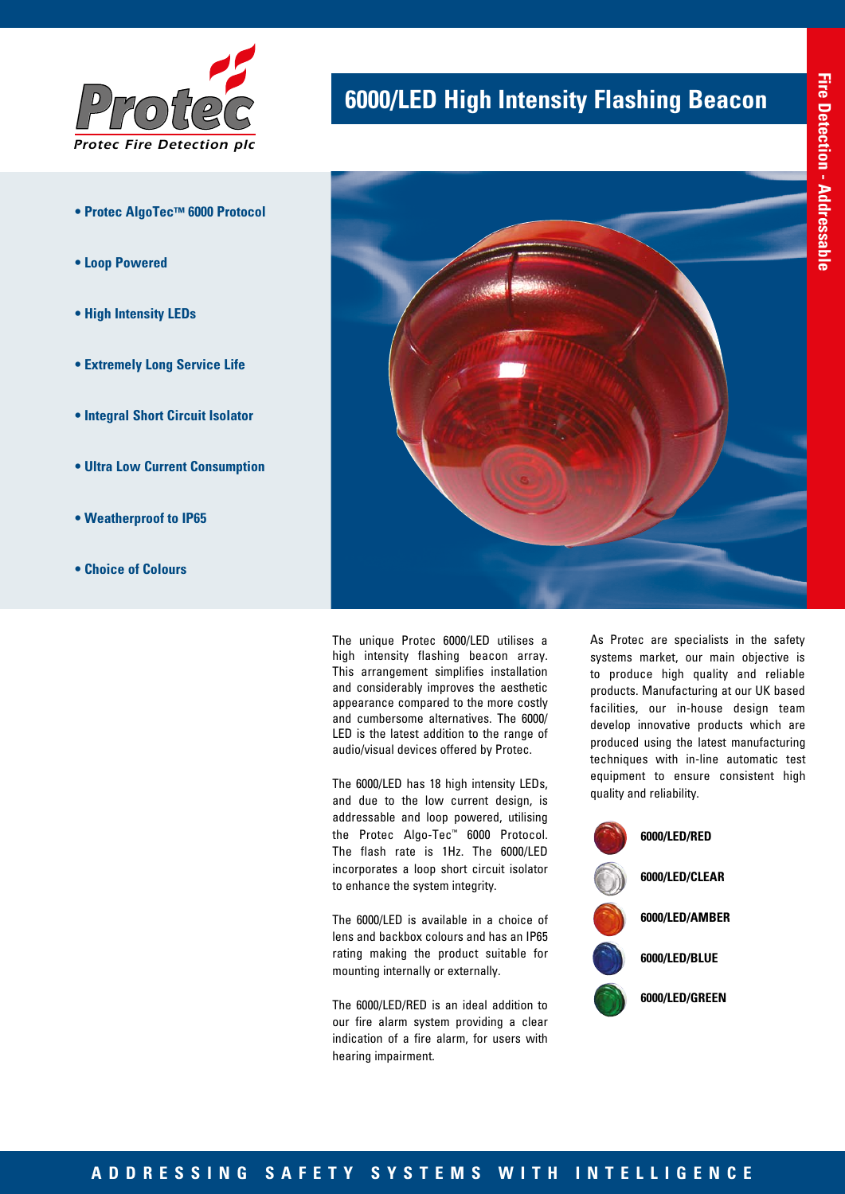Protec

*Protec Fire Detection plc*

# 6000/LED High Intensity Flashing Beacon

Fire Detection - Addressable

- Protec AlgoTec™ 6000 Protocol
- Loop Powered
- High Intensity LEDs
- Extremely Long Service Life
- Integral Short Circuit Isolator
- Ultra Low Current Consumption
- Weatherproof to IP65
- Choice of Colours

The unique Protec 6000/LED utilises a high intensity flashing beacon array. This arrangement simplifies installation and considerably improves the aesthetic appearance compared to the more costly and cumbersome alternatives. The 6000/LED is the latest addition to the range of audio/visual devices offered by Protec.

The 6000/LED has 18 high intensity LEDs, and due to the low current design, is addressable and loop powered, utilising the Protec Algo-Tec™ 6000 Protocol. The flash rate is 1Hz. The 6000/LED incorporates a loop short circuit isolator to enhance the system integrity.

The 6000/LED is available in a choice of lens and backbox colours and has an IP65 rating making the product suitable for mounting internally or externally.

The 6000/LED/RED is an ideal addition to our fire alarm system providing a clear indication of a fire alarm, for users with hearing impairment.

As Protec are specialists in the safety systems market, our main objective is to produce high quality and reliable products. Manufacturing at our UK based facilities, our in-house design team develop innovative products which are produced using the latest manufacturing techniques with in-line automatic test equipment to ensure consistent high quality and reliability.

**6000/LED/RED**

**6000/LED/CLEAR**

**6000/LED/AMBER**

**6000/LED/BLUE**

**6000/LED/GREEN**

ADDRESSING SAFETY SYSTEMS WITH INTELLIGENCE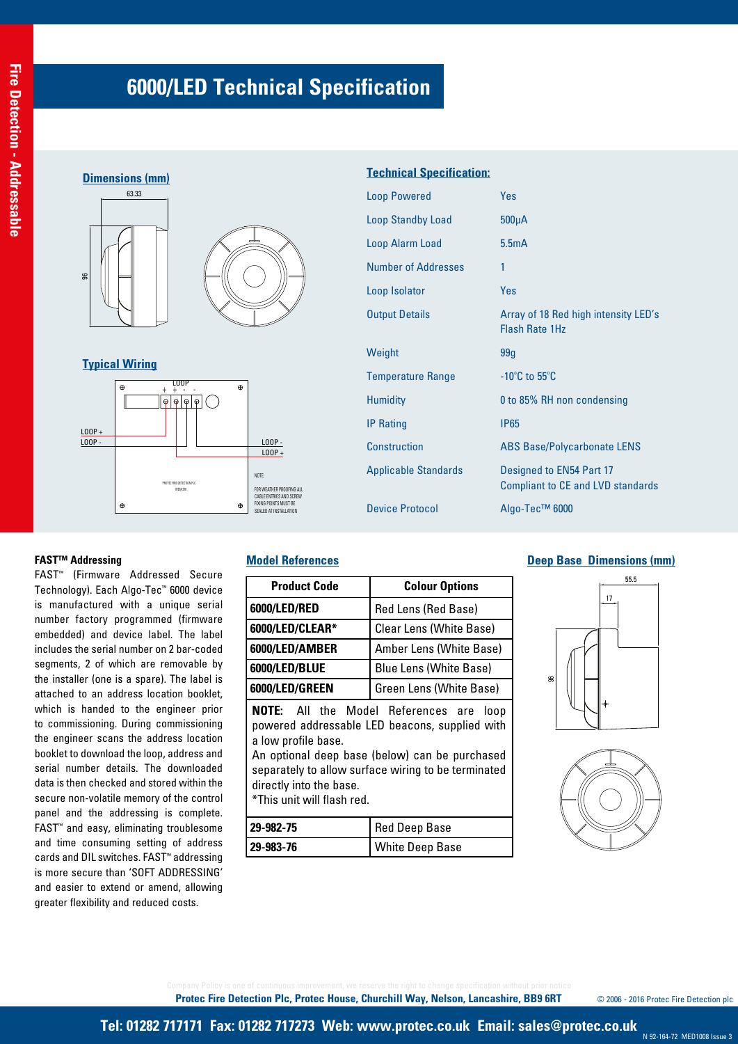# 6000/LED Technical Specification

## Dimensions (mm)

63.33

96

## Typical Wiring

LOOP
+ + - -

LOOP +
LOOP -

LOOP -
LOOP +

PROTEC FIRE DETECTION PLC
IWSR.2/B

NOTE:
FOR WEATHER PROOFING ALL CABLE ENTRIES AND SCREW FIXING POINTS MUST BE SEALED AT INSTALLATION

## Technical Specification:

| | |
|---|---|
| Loop Powered | Yes |
| Loop Standby Load | 500µA |
| Loop Alarm Load | 5.5mA |
| Number of Addresses | 1 |
| Loop Isolator | Yes |
| Output Details | Array of 18 Red high intensity LED's Flash Rate 1Hz |
| Weight | 99g |
| Temperature Range | -10°C to 55°C |
| Humidity | 0 to 85% RH non condensing |
| IP Rating | IP65 |
| Construction | ABS Base/Polycarbonate LENS |
| Applicable Standards | Designed to EN54 Part 17 Compliant to CE and LVD standards |
| Device Protocol | Algo-Tec™ 6000 |

### FAST™ Addressing

FAST™ (Firmware Addressed Secure Technology). Each Algo-Tec™ 6000 device is manufactured with a unique serial number factory programmed (firmware embedded) and device label. The label includes the serial number on 2 bar-coded segments, 2 of which are removable by the installer (one is a spare). The label is attached to an address location booklet, which is handed to the engineer prior to commissioning. During commissioning the engineer scans the address location booklet to download the loop, address and serial number details. The downloaded data is then checked and stored within the secure non-volatile memory of the control panel and the addressing is complete. FAST™ and easy, eliminating troublesome and time consuming setting of address cards and DIL switches. FAST™ addressing is more secure than 'SOFT ADDRESSING' and easier to extend or amend, allowing greater flexibility and reduced costs.

## Model References

| Product Code | Colour Options |
|---|---|
| **6000/LED/RED** | Red Lens (Red Base) |
| **6000/LED/CLEAR*** | Clear Lens (White Base) |
| **6000/LED/AMBER** | Amber Lens (White Base) |
| **6000/LED/BLUE** | Blue Lens (White Base) |
| **6000/LED/GREEN** | Green Lens (White Base) |

**NOTE:** All the Model References are loop powered addressable LED beacons, supplied with a low profile base.
An optional deep base (below) can be purchased separately to allow surface wiring to be terminated directly into the base.
*This unit will flash red.

| | |
|---|---|
| **29-982-75** | Red Deep Base |
| **29-983-76** | White Deep Base |

## Deep Base Dimensions (mm)

55.5

17

96

Company Policy is one of continuous improvement, we reserve the right to change specification without prior notice

**Protec Fire Detection Plc, Protec House, Churchill Way, Nelson, Lancashire, BB9 6RT**

© 2006 - 2016 Protec Fire Detection plc

**Tel: 01282 717171 Fax: 01282 717273 Web: www.protec.co.uk Email: sales@protec.co.uk**

N 92-164-72 MED1008 Issue 3